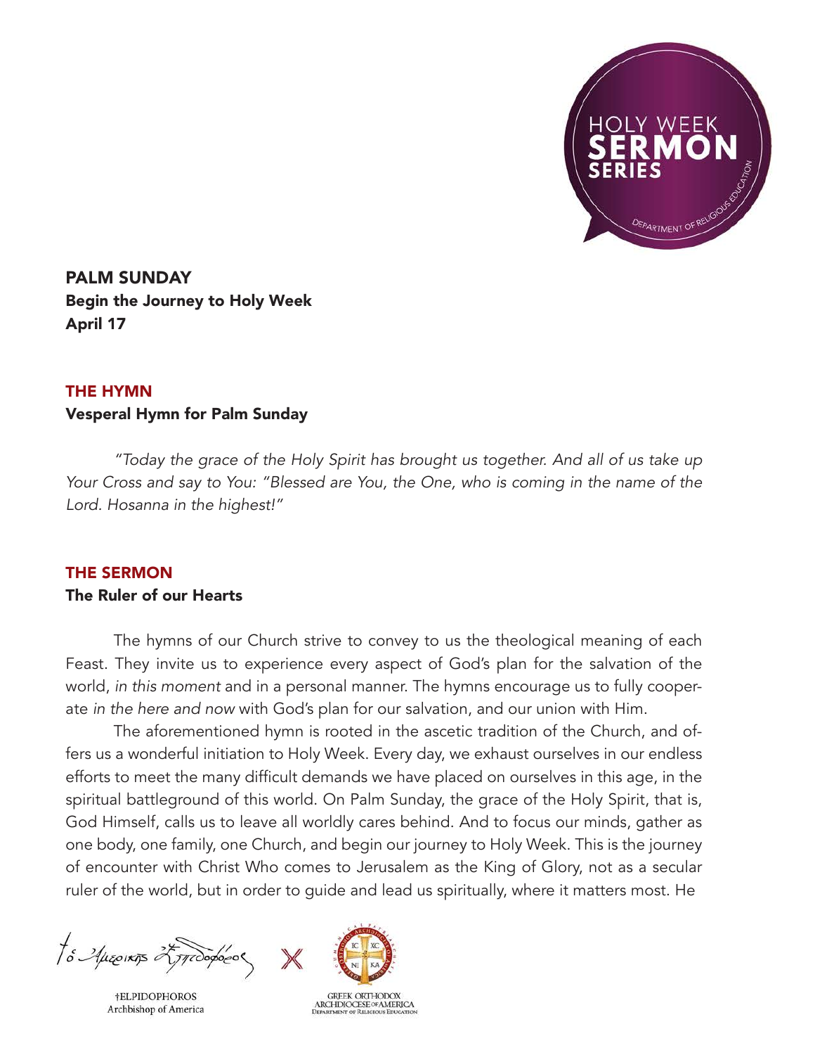HOLY WEEK SERMON SERIES

DEPARTMENT OF RELIGIOUS EDUCATION

## PALM SUNDAY

**Begin the Journey to Holy Week**

**April 17**

### THE HYMN

**Vesperal Hymn for Palm Sunday**

*"Today the grace of the Holy Spirit has brought us together. And all of us take up Your Cross and say to You: "Blessed are You, the One, who is coming in the name of the Lord. Hosanna in the highest!"*

### THE SERMON

**The Ruler of our Hearts**

The hymns of our Church strive to convey to us the theological meaning of each Feast. They invite us to experience every aspect of God's plan for the salvation of the world, *in this moment* and in a personal manner. The hymns encourage us to fully cooperate *in the here and now* with God's plan for our salvation, and our union with Him.

The aforementioned hymn is rooted in the ascetic tradition of the Church, and offers us a wonderful initiation to Holy Week. Every day, we exhaust ourselves in our endless efforts to meet the many difficult demands we have placed on ourselves in this age, in the spiritual battleground of this world. On Palm Sunday, the grace of the Holy Spirit, that is, God Himself, calls us to leave all worldly cares behind. And to focus our minds, gather as one body, one family, one Church, and begin our journey to Holy Week. This is the journey of encounter with Christ Who comes to Jerusalem as the King of Glory, not as a secular ruler of the world, but in order to guide and lead us spiritually, where it matters most. He

†ELPIDOPHOROS
Archbishop of America

GREEK ORTHODOX ARCHDIOCESE OF AMERICA
DEPARTMENT OF RELIGIOUS EDUCATION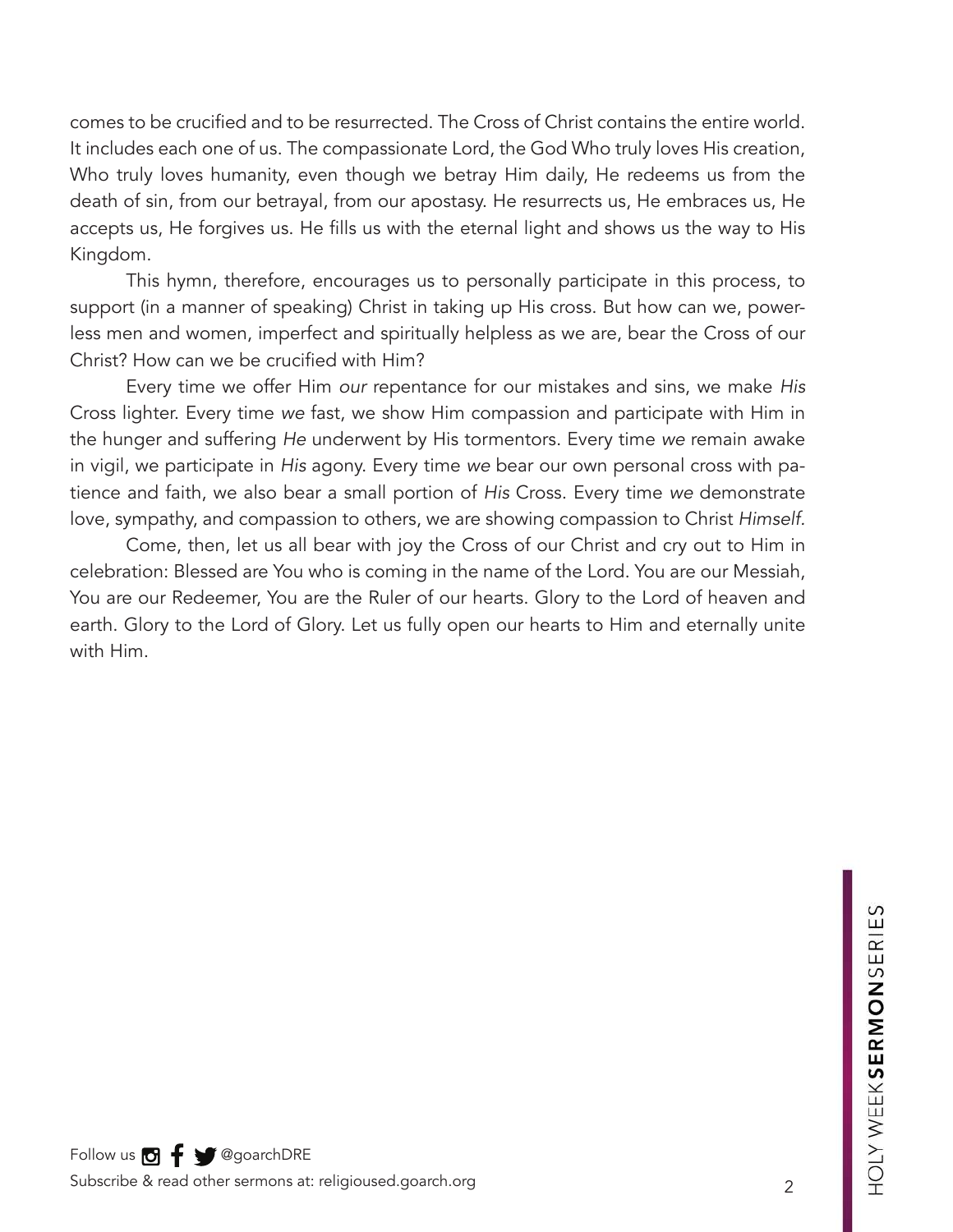comes to be crucified and to be resurrected. The Cross of Christ contains the entire world. It includes each one of us. The compassionate Lord, the God Who truly loves His creation, Who truly loves humanity, even though we betray Him daily, He redeems us from the death of sin, from our betrayal, from our apostasy. He resurrects us, He embraces us, He accepts us, He forgives us. He fills us with the eternal light and shows us the way to His Kingdom.

This hymn, therefore, encourages us to personally participate in this process, to support (in a manner of speaking) Christ in taking up His cross. But how can we, powerless men and women, imperfect and spiritually helpless as we are, bear the Cross of our Christ? How can we be crucified with Him?

Every time we offer Him *our* repentance for our mistakes and sins, we make *His* Cross lighter. Every time *we* fast, we show Him compassion and participate with Him in the hunger and suffering *He* underwent by His tormentors. Every time *we* remain awake in vigil, we participate in *His* agony. Every time *we* bear our own personal cross with patience and faith, we also bear a small portion of *His* Cross. Every time *we* demonstrate love, sympathy, and compassion to others, we are showing compassion to Christ *Himself*.

Come, then, let us all bear with joy the Cross of our Christ and cry out to Him in celebration: Blessed are You who is coming in the name of the Lord. You are our Messiah, You are our Redeemer, You are the Ruler of our hearts. Glory to the Lord of heaven and earth. Glory to the Lord of Glory. Let us fully open our hearts to Him and eternally unite with Him.

Follow us @goarchDRE

Subscribe & read other sermons at: religioused.goarch.org